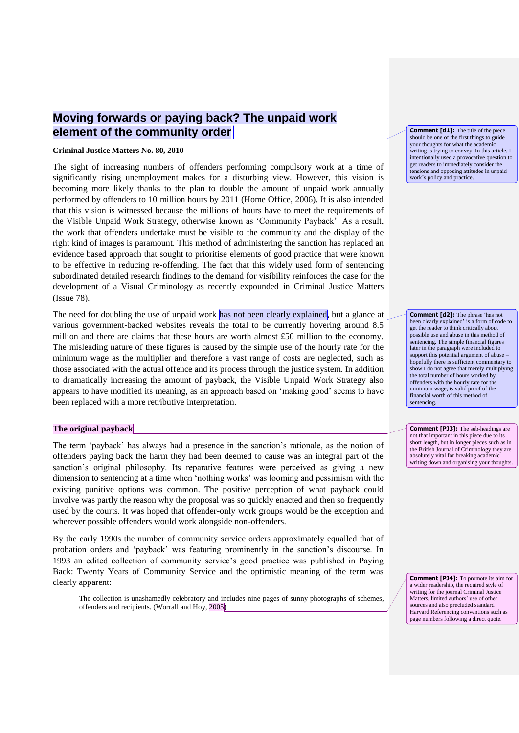# Moving forwards or paying back? The unpaid work element of the community order

**Criminal Justice Matters No. 80, 2010**

The sight of increasing numbers of offenders performing compulsory work at a time of significantly rising unemployment makes for a disturbing view. However, this vision is becoming more likely thanks to the plan to double the amount of unpaid work annually performed by offenders to 10 million hours by 2011 (Home Office, 2006). It is also intended that this vision is witnessed because the millions of hours have to meet the requirements of the Visible Unpaid Work Strategy, otherwise known as 'Community Payback'. As a result, the work that offenders undertake must be visible to the community and the display of the right kind of images is paramount. This method of administering the sanction has replaced an evidence based approach that sought to prioritise elements of good practice that were known to be effective in reducing re-offending. The fact that this widely used form of sentencing subordinated detailed research findings to the demand for visibility reinforces the case for the development of a Visual Criminology as recently expounded in Criminal Justice Matters (Issue 78).

The need for doubling the use of unpaid work has not been clearly explained, but a glance at various government-backed websites reveals the total to be currently hovering around 8.5 million and there are claims that these hours are worth almost £50 million to the economy. The misleading nature of these figures is caused by the simple use of the hourly rate for the minimum wage as the multiplier and therefore a vast range of costs are neglected, such as those associated with the actual offence and its process through the justice system. In addition to dramatically increasing the amount of payback, the Visible Unpaid Work Strategy also appears to have modified its meaning, as an approach based on 'making good' seems to have been replaced with a more retributive interpretation.

## The original payback

The term 'payback' has always had a presence in the sanction's rationale, as the notion of offenders paying back the harm they had been deemed to cause was an integral part of the sanction's original philosophy. Its reparative features were perceived as giving a new dimension to sentencing at a time when 'nothing works' was looming and pessimism with the existing punitive options was common. The positive perception of what payback could involve was partly the reason why the proposal was so quickly enacted and then so frequently used by the courts. It was hoped that offender-only work groups would be the exception and wherever possible offenders would work alongside non-offenders.

By the early 1990s the number of community service orders approximately equalled that of probation orders and 'payback' was featuring prominently in the sanction's discourse. In 1993 an edited collection of community service's good practice was published in Paying Back: Twenty Years of Community Service and the optimistic meaning of the term was clearly apparent:

> The collection is unashamedly celebratory and includes nine pages of sunny photographs of schemes, offenders and recipients. (Worrall and Hoy, 2005)

**Comment [d1]:** The title of the piece should be one of the first things to guide your thoughts for what the academic writing is trying to convey. In this article, I intentionally used a provocative question to get readers to immediately consider the tensions and opposing attitudes in unpaid work's policy and practice.

**Comment [d2]:** The phrase 'has not been clearly explained' is a form of code to get the reader to think critically about possible use and abuse in this method of sentencing. The simple financial figures later in the paragraph were included to support this potential argument of abuse – hopefully there is sufficient commentary to show I do not agree that merely multiplying the total number of hours worked by offenders with the hourly rate for the minimum wage, is valid proof of the financial worth of this method of sentencing.

**Comment [PJ3]:** The sub-headings are not that important in this piece due to its short length, but in longer pieces such as in the British Journal of Criminology they are absolutely vital for breaking academic writing down and organising your thoughts.

**Comment [PJ4]:** To promote its aim for a wider readership, the required style of writing for the journal Criminal Justice Matters, limited authors' use of other sources and also precluded standard Harvard Referencing conventions such as page numbers following a direct quote.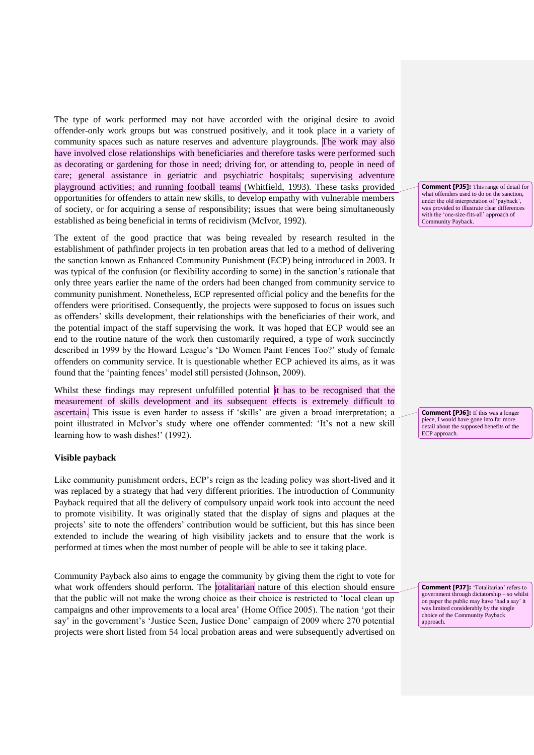The type of work performed may not have accorded with the original desire to avoid offender-only work groups but was construed positively, and it took place in a variety of community spaces such as nature reserves and adventure playgrounds. The work may also have involved close relationships with beneficiaries and therefore tasks were performed such as decorating or gardening for those in need; driving for, or attending to, people in need of care; general assistance in geriatric and psychiatric hospitals; supervising adventure playground activities; and running football teams (Whitfield, 1993). These tasks provided opportunities for offenders to attain new skills, to develop empathy with vulnerable members of society, or for acquiring a sense of responsibility; issues that were being simultaneously established as being beneficial in terms of recidivism (McIvor, 1992).

> **Comment [PJ5]:** This range of detail for what offenders used to do on the sanction, under the old interpretation of 'payback', was provided to illustrate clear differences with the 'one-size-fits-all' approach of Community Payback.

The extent of the good practice that was being revealed by research resulted in the establishment of pathfinder projects in ten probation areas that led to a method of delivering the sanction known as Enhanced Community Punishment (ECP) being introduced in 2003. It was typical of the confusion (or flexibility according to some) in the sanction's rationale that only three years earlier the name of the orders had been changed from community service to community punishment. Nonetheless, ECP represented official policy and the benefits for the offenders were prioritised. Consequently, the projects were supposed to focus on issues such as offenders' skills development, their relationships with the beneficiaries of their work, and the potential impact of the staff supervising the work. It was hoped that ECP would see an end to the routine nature of the work then customarily required, a type of work succinctly described in 1999 by the Howard League's 'Do Women Paint Fences Too?' study of female offenders on community service. It is questionable whether ECP achieved its aims, as it was found that the 'painting fences' model still persisted (Johnson, 2009).

Whilst these findings may represent unfulfilled potential it has to be recognised that the measurement of skills development and its subsequent effects is extremely difficult to ascertain. This issue is even harder to assess if 'skills' are given a broad interpretation; a point illustrated in McIvor's study where one offender commented: 'It's not a new skill learning how to wash dishes!' (1992).

> **Comment [PJ6]:** If this was a longer piece, I would have gone into far more detail about the supposed benefits of the ECP approach.

**Visible payback**

Like community punishment orders, ECP's reign as the leading policy was short-lived and it was replaced by a strategy that had very different priorities. The introduction of Community Payback required that all the delivery of compulsory unpaid work took into account the need to promote visibility. It was originally stated that the display of signs and plaques at the projects' site to note the offenders' contribution would be sufficient, but this has since been extended to include the wearing of high visibility jackets and to ensure that the work is performed at times when the most number of people will be able to see it taking place.

Community Payback also aims to engage the community by giving them the right to vote for what work offenders should perform. The totalitarian nature of this election should ensure that the public will not make the wrong choice as their choice is restricted to 'local clean up campaigns and other improvements to a local area' (Home Office 2005). The nation 'got their say' in the government's 'Justice Seen, Justice Done' campaign of 2009 where 270 potential projects were short listed from 54 local probation areas and were subsequently advertised on

> **Comment [PJ7]:** 'Totalitarian' refers to government through dictatorship – so whilst on paper the public may have 'had a say' it was limited considerably by the single choice of the Community Payback approach.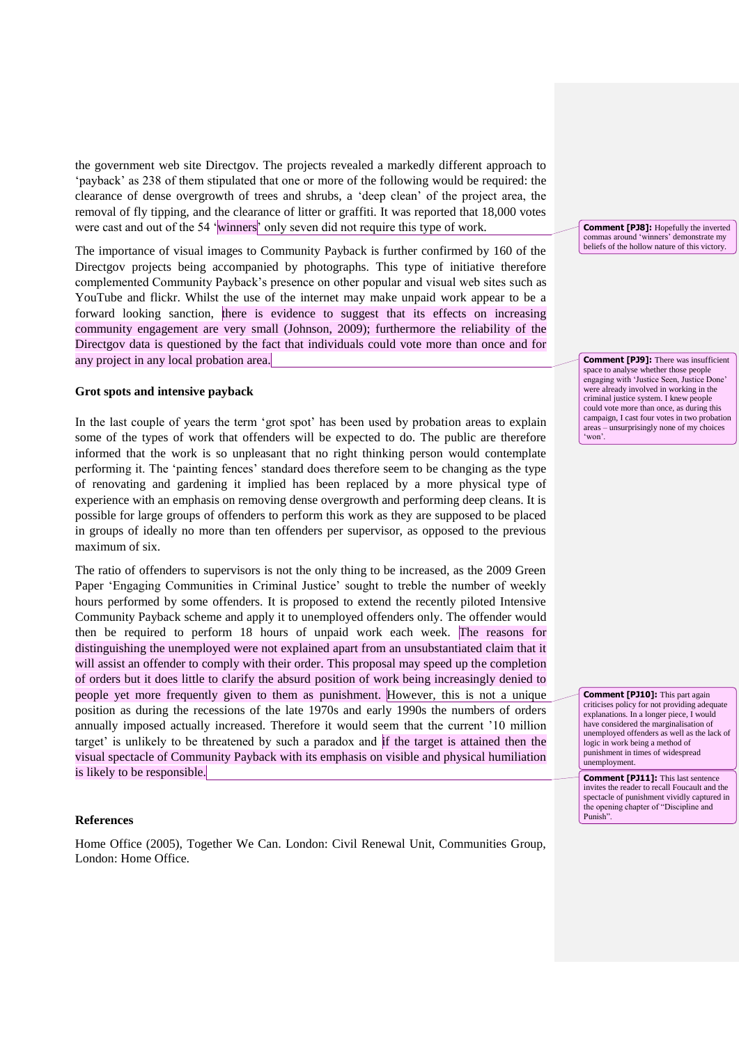the government web site Directgov. The projects revealed a markedly different approach to 'payback' as 238 of them stipulated that one or more of the following would be required: the clearance of dense overgrowth of trees and shrubs, a 'deep clean' of the project area, the removal of fly tipping, and the clearance of litter or graffiti. It was reported that 18,000 votes were cast and out of the 54 'winners' only seven did not require this type of work.

> **Comment [PJ8]:** Hopefully the inverted commas around 'winners' demonstrate my beliefs of the hollow nature of this victory.

The importance of visual images to Community Payback is further confirmed by 160 of the Directgov projects being accompanied by photographs. This type of initiative therefore complemented Community Payback's presence on other popular and visual web sites such as YouTube and flickr. Whilst the use of the internet may make unpaid work appear to be a forward looking sanction, there is evidence to suggest that its effects on increasing community engagement are very small (Johnson, 2009); furthermore the reliability of the Directgov data is questioned by the fact that individuals could vote more than once and for any project in any local probation area.

> **Comment [PJ9]:** There was insufficient space to analyse whether those people engaging with 'Justice Seen, Justice Done' were already involved in working in the criminal justice system. I knew people could vote more than once, as during this campaign, I cast four votes in two probation areas – unsurprisingly none of my choices 'won'.

### Grot spots and intensive payback

In the last couple of years the term 'grot spot' has been used by probation areas to explain some of the types of work that offenders will be expected to do. The public are therefore informed that the work is so unpleasant that no right thinking person would contemplate performing it. The 'painting fences' standard does therefore seem to be changing as the type of renovating and gardening it implied has been replaced by a more physical type of experience with an emphasis on removing dense overgrowth and performing deep cleans. It is possible for large groups of offenders to perform this work as they are supposed to be placed in groups of ideally no more than ten offenders per supervisor, as opposed to the previous maximum of six.

The ratio of offenders to supervisors is not the only thing to be increased, as the 2009 Green Paper 'Engaging Communities in Criminal Justice' sought to treble the number of weekly hours performed by some offenders. It is proposed to extend the recently piloted Intensive Community Payback scheme and apply it to unemployed offenders only. The offender would then be required to perform 18 hours of unpaid work each week. The reasons for distinguishing the unemployed were not explained apart from an unsubstantiated claim that it will assist an offender to comply with their order. This proposal may speed up the completion of orders but it does little to clarify the absurd position of work being increasingly denied to people yet more frequently given to them as punishment. However, this is not a unique position as during the recessions of the late 1970s and early 1990s the numbers of orders annually imposed actually increased. Therefore it would seem that the current '10 million target' is unlikely to be threatened by such a paradox and if the target is attained then the visual spectacle of Community Payback with its emphasis on visible and physical humiliation is likely to be responsible.

> **Comment [PJ10]:** This part again criticises policy for not providing adequate explanations. In a longer piece, I would have considered the marginalisation of unemployed offenders as well as the lack of logic in work being a method of punishment in times of widespread unemployment.

> **Comment [PJ11]:** This last sentence invites the reader to recall Foucault and the spectacle of punishment vividly captured in the opening chapter of "Discipline and Punish".

### References

Home Office (2005), Together We Can. London: Civil Renewal Unit, Communities Group, London: Home Office.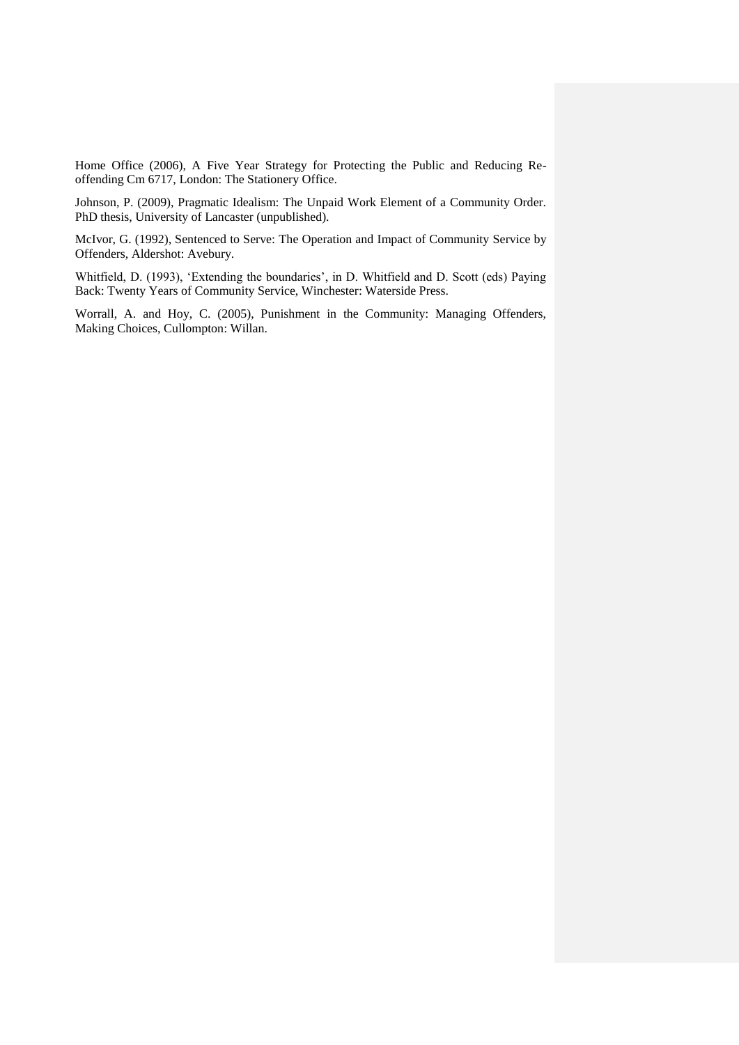Home Office (2006), A Five Year Strategy for Protecting the Public and Reducing Re-offending Cm 6717, London: The Stationery Office.

Johnson, P. (2009), Pragmatic Idealism: The Unpaid Work Element of a Community Order. PhD thesis, University of Lancaster (unpublished).

McIvor, G. (1992), Sentenced to Serve: The Operation and Impact of Community Service by Offenders, Aldershot: Avebury.

Whitfield, D. (1993), 'Extending the boundaries', in D. Whitfield and D. Scott (eds) Paying Back: Twenty Years of Community Service, Winchester: Waterside Press.

Worrall, A. and Hoy, C. (2005), Punishment in the Community: Managing Offenders, Making Choices, Cullompton: Willan.